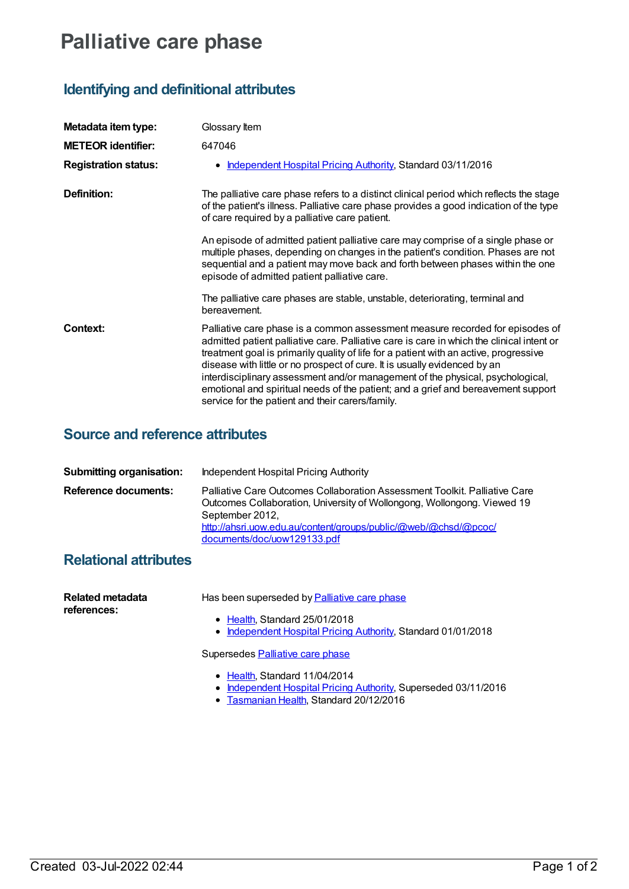# Palliative care phase

## Identifying and definitional attributes

| | |
|---|---|
| **Metadata item type:** | Glossary Item |
| **METEOR identifier:** | 647046 |
| **Registration status:** | • Independent Hospital Pricing Authority, Standard 03/11/2016 |
| **Definition:** | The palliative care phase refers to a distinct clinical period which reflects the stage of the patient's illness. Palliative care phase provides a good indication of the type of care required by a palliative care patient.<br><br>An episode of admitted patient palliative care may comprise of a single phase or multiple phases, depending on changes in the patient's condition. Phases are not sequential and a patient may move back and forth between phases within the one episode of admitted patient palliative care.<br><br>The palliative care phases are stable, unstable, deteriorating, terminal and bereavement. |
| **Context:** | Palliative care phase is a common assessment measure recorded for episodes of admitted patient palliative care. Palliative care is care in which the clinical intent or treatment goal is primarily quality of life for a patient with an active, progressive disease with little or no prospect of cure. It is usually evidenced by an interdisciplinary assessment and/or management of the physical, psychological, emotional and spiritual needs of the patient; and a grief and bereavement support service for the patient and their carers/family. |

## Source and reference attributes

| | |
|---|---|
| **Submitting organisation:** | Independent Hospital Pricing Authority |
| **Reference documents:** | Palliative Care Outcomes Collaboration Assessment Toolkit. Palliative Care Outcomes Collaboration, University of Wollongong, Wollongong. Viewed 19 September 2012, http://ahsri.uow.edu.au/content/groups/public/@web/@chsd/@pcoc/documents/doc/uow129133.pdf |

## Relational attributes

**Related metadata references:**

Has been superseded by Palliative care phase

- Health, Standard 25/01/2018
- Independent Hospital Pricing Authority, Standard 01/01/2018

Supersedes Palliative care phase

- Health, Standard 11/04/2014
- Independent Hospital Pricing Authority, Superseded 03/11/2016
- Tasmanian Health, Standard 20/12/2016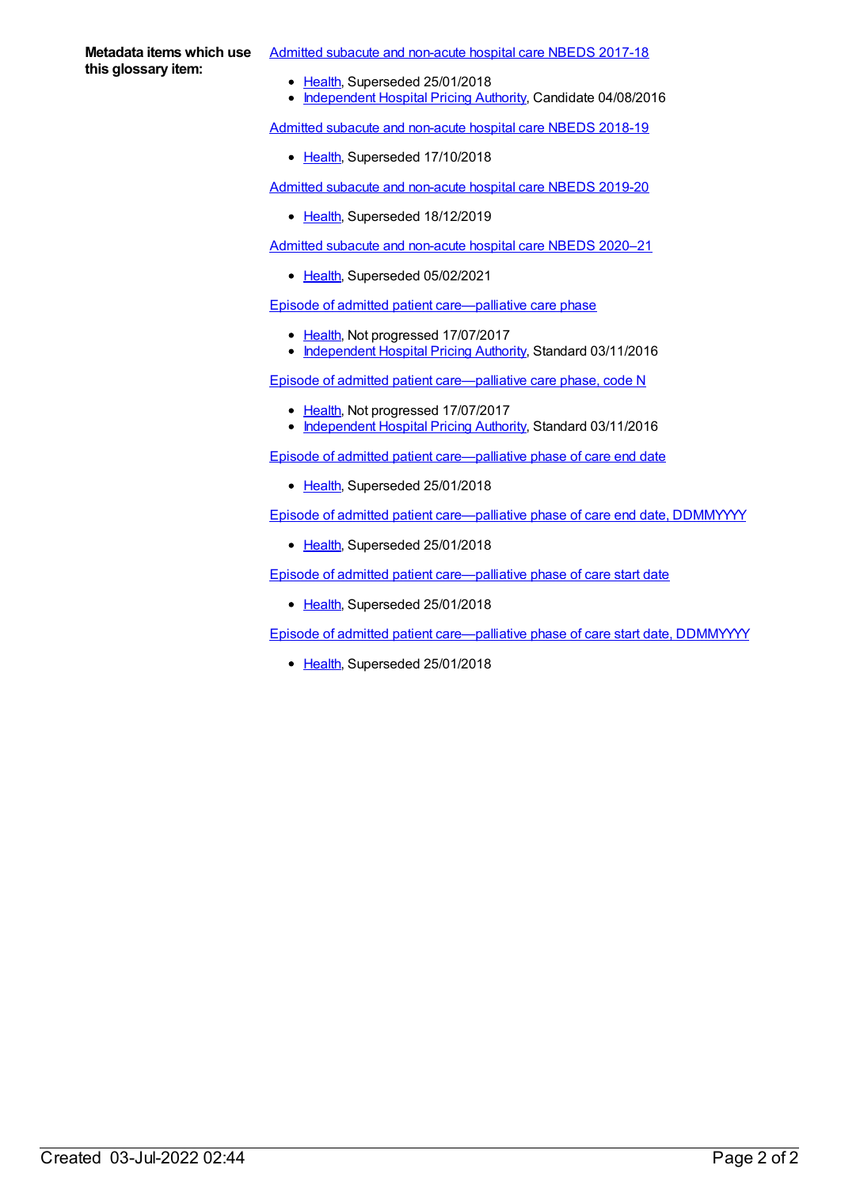**Metadata items which use this glossary item:**

Admitted subacute and non-acute hospital care NBEDS 2017-18

- Health, Superseded 25/01/2018
- Independent Hospital Pricing Authority, Candidate 04/08/2016

Admitted subacute and non-acute hospital care NBEDS 2018-19

- Health, Superseded 17/10/2018

Admitted subacute and non-acute hospital care NBEDS 2019-20

- Health, Superseded 18/12/2019

Admitted subacute and non-acute hospital care NBEDS 2020–21

- Health, Superseded 05/02/2021

Episode of admitted patient care—palliative care phase

- Health, Not progressed 17/07/2017
- Independent Hospital Pricing Authority, Standard 03/11/2016

Episode of admitted patient care—palliative care phase, code N

- Health, Not progressed 17/07/2017
- Independent Hospital Pricing Authority, Standard 03/11/2016

Episode of admitted patient care—palliative phase of care end date

- Health, Superseded 25/01/2018

Episode of admitted patient care—palliative phase of care end date, DDMMYYYY

- Health, Superseded 25/01/2018

Episode of admitted patient care—palliative phase of care start date

- Health, Superseded 25/01/2018

Episode of admitted patient care—palliative phase of care start date, DDMMYYYY

- Health, Superseded 25/01/2018